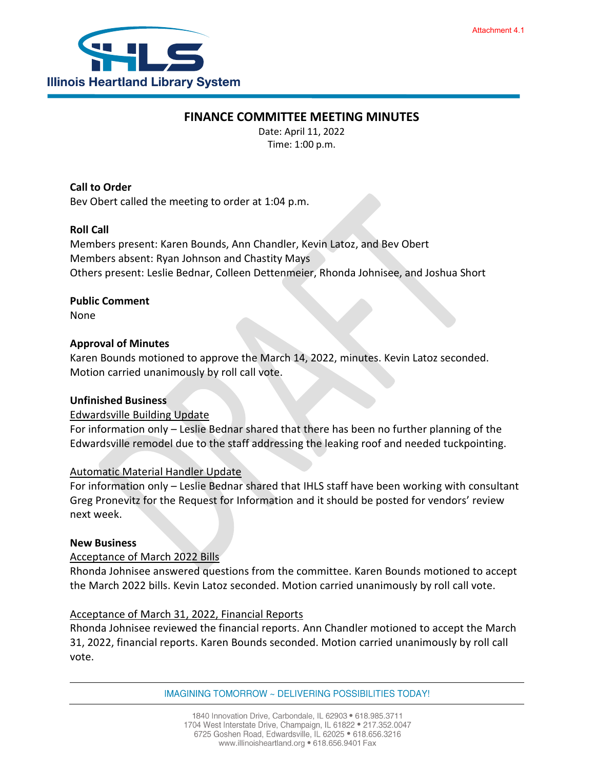Attachment 4.1

Illinois Heartland Library System

# FINANCE COMMITTEE MEETING MINUTES

Date: April 11, 2022
Time: 1:00 p.m.

**Call to Order**
Bev Obert called the meeting to order at 1:04 p.m.

**Roll Call**
Members present: Karen Bounds, Ann Chandler, Kevin Latoz, and Bev Obert
Members absent: Ryan Johnson and Chastity Mays
Others present: Leslie Bednar, Colleen Dettenmeier, Rhonda Johnisee, and Joshua Short

**Public Comment**
None

**Approval of Minutes**
Karen Bounds motioned to approve the March 14, 2022, minutes. Kevin Latoz seconded. Motion carried unanimously by roll call vote.

**Unfinished Business**

Edwardsville Building Update
For information only – Leslie Bednar shared that there has been no further planning of the Edwardsville remodel due to the staff addressing the leaking roof and needed tuckpointing.

Automatic Material Handler Update
For information only – Leslie Bednar shared that IHLS staff have been working with consultant Greg Pronevitz for the Request for Information and it should be posted for vendors' review next week.

**New Business**

Acceptance of March 2022 Bills
Rhonda Johnisee answered questions from the committee. Karen Bounds motioned to accept the March 2022 bills. Kevin Latoz seconded. Motion carried unanimously by roll call vote.

Acceptance of March 31, 2022, Financial Reports
Rhonda Johnisee reviewed the financial reports. Ann Chandler motioned to accept the March 31, 2022, financial reports. Karen Bounds seconded. Motion carried unanimously by roll call vote.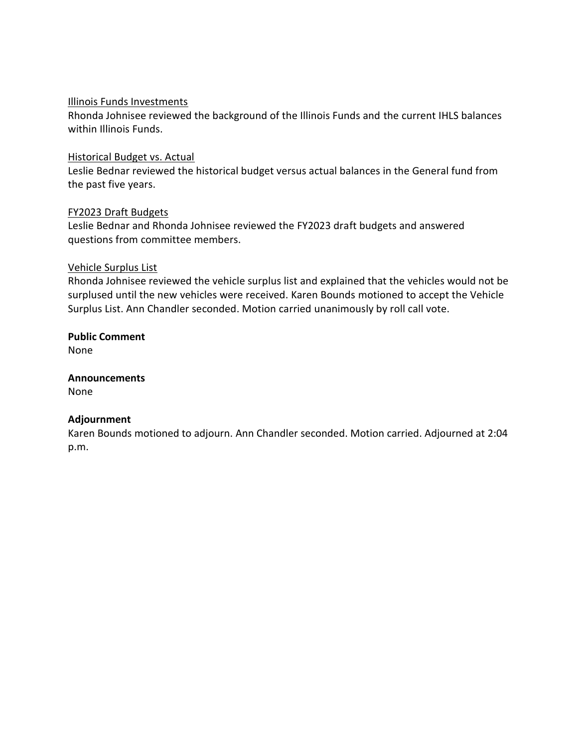Illinois Funds Investments

Rhonda Johnisee reviewed the background of the Illinois Funds and the current IHLS balances within Illinois Funds.

Historical Budget vs. Actual

Leslie Bednar reviewed the historical budget versus actual balances in the General fund from the past five years.

FY2023 Draft Budgets

Leslie Bednar and Rhonda Johnisee reviewed the FY2023 draft budgets and answered questions from committee members.

Vehicle Surplus List

Rhonda Johnisee reviewed the vehicle surplus list and explained that the vehicles would not be surplused until the new vehicles were received. Karen Bounds motioned to accept the Vehicle Surplus List. Ann Chandler seconded. Motion carried unanimously by roll call vote.

**Public Comment**

None

**Announcements**

None

**Adjournment**

Karen Bounds motioned to adjourn. Ann Chandler seconded. Motion carried. Adjourned at 2:04 p.m.